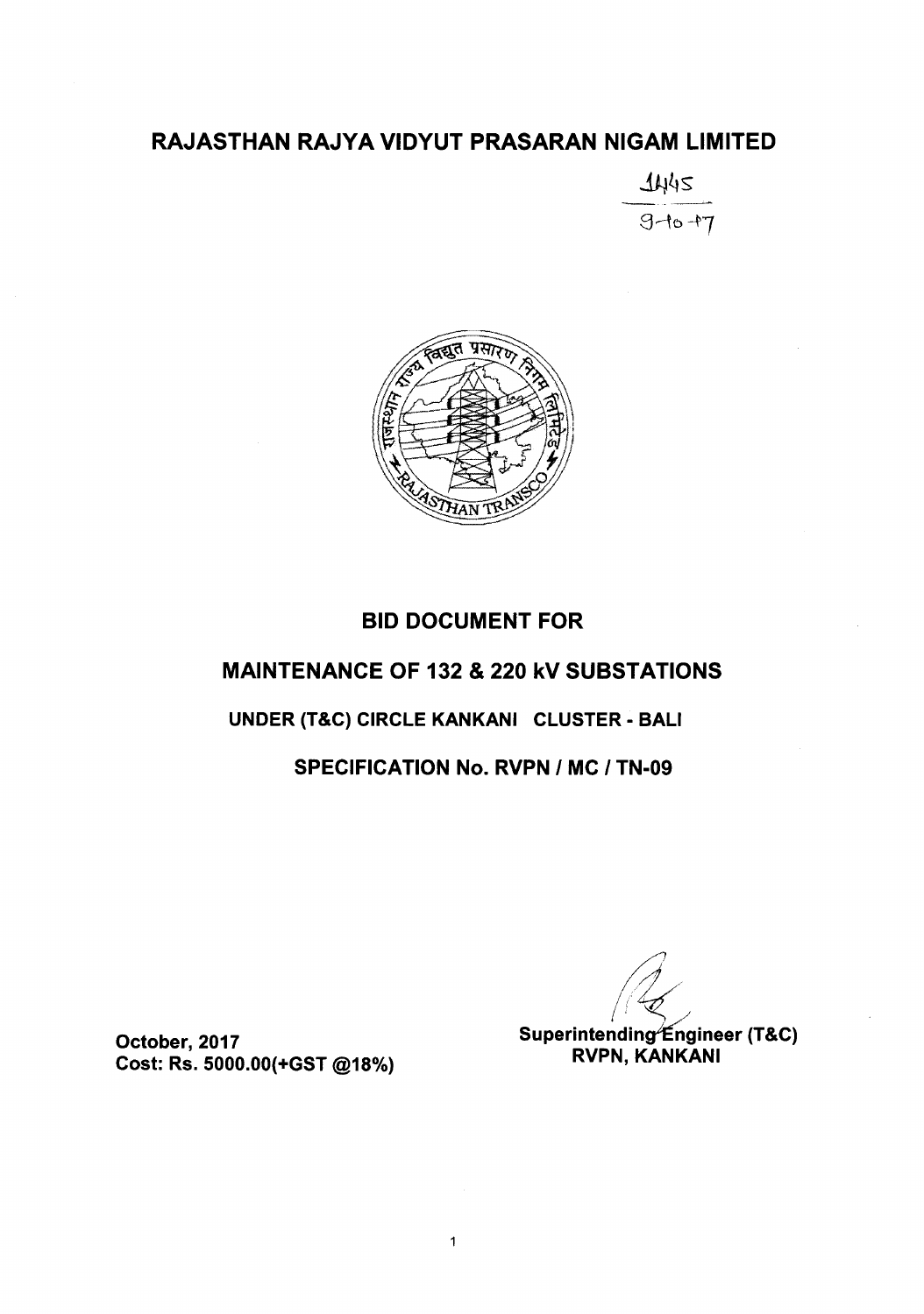# RAJASTHAN RAJYA VIDYUT PRASARAN NIGAM LIMITED

1445
9-10-17

## BID DOCUMENT FOR

## MAINTENANCE OF 132 & 220 kV SUBSTATIONS

### UNDER (T&C) CIRCLE KANKANI CLUSTER - BALI

### SPECIFICATION No. RVPN / MC / TN-09

**October, 2017**
**Cost: Rs. 5000.00(+GST @18%)**

**Superintending Engineer (T&C)**
**RVPN, KANKANI**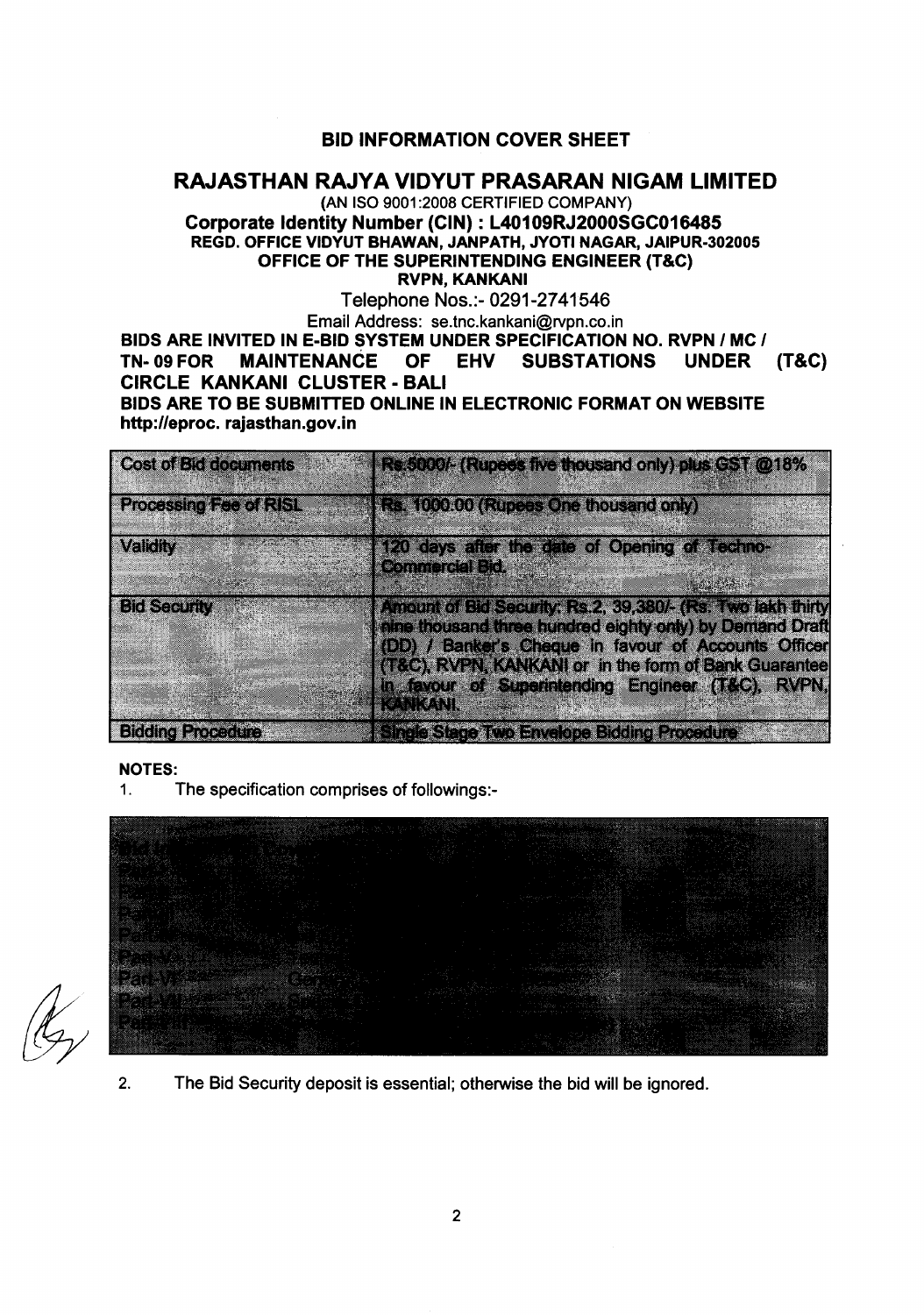## BID INFORMATION COVER SHEET

# RAJASTHAN RAJYA VIDYUT PRASARAN NIGAM LIMITED

(AN ISO 9001:2008 CERTIFIED COMPANY)

**Corporate Identity Number (CIN) : L40109RJ2000SGC016485**

**REGD. OFFICE VIDYUT BHAWAN, JANPATH, JYOTI NAGAR, JAIPUR-302005**

**OFFICE OF THE SUPERINTENDING ENGINEER (T&C)**

**RVPN, KANKANI**

Telephone Nos.:- 0291-2741546

Email Address: se.tnc.kankani@rvpn.co.in

**BIDS ARE INVITED IN E-BID SYSTEM UNDER SPECIFICATION NO. RVPN / MC / TN- 09 FOR MAINTENANCE OF EHV SUBSTATIONS UNDER (T&C) CIRCLE KANKANI CLUSTER - BALI**

**BIDS ARE TO BE SUBMITTED ONLINE IN ELECTRONIC FORMAT ON WEBSITE http://eproc. rajasthan.gov.in**

| | |
|---|---|
| Cost of Bid documents | Rs.5000/- (Rupees five thousand only) plus GST @18% |
| Processing Fee of RISL | Rs. 1000.00 (Rupees One thousand only) |
| Validity | 120 days after the date of Opening of Techno-Commercial Bid. |
| Bid Security | Amount of Bid Security: Rs.2, 39,380/- (Rs. Two lakh thirty nine thousand three hundred eighty only) by Demand Draft (DD) / Banker's Cheque in favour of Accounts Officer (T&C), RVPN, KANKANI or in the form of Bank Guarantee in favour of Superintending Engineer (T&C), RVPN, KANKANI. |
| Bidding Procedure | Single Stage Two Envelope Bidding Procedure |

**NOTES:**

1. The specification comprises of followings:-

2. The Bid Security deposit is essential; otherwise the bid will be ignored.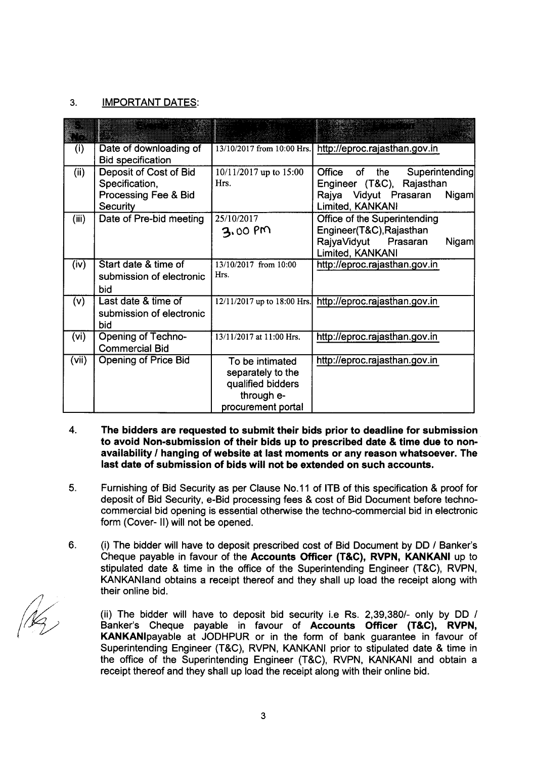3. IMPORTANT DATES:

| S. No. | Events | Date & Time | Location |
|---|---|---|---|
| (i) | Date of downloading of Bid specification | 13/10/2017 from 10:00 Hrs. | http://eproc.rajasthan.gov.in |
| (ii) | Deposit of Cost of Bid Specification, Processing Fee & Bid Security | 10/11/2017 up to 15:00 Hrs. | Office of the Superintending Engineer (T&C), Rajasthan Rajya Vidyut Prasaran Nigam Limited, KANKANI |
| (iii) | Date of Pre-bid meeting | 25/10/2017 3.00 PM | Office of the Superintending Engineer(T&C),Rajasthan RajyaVidyut Prasaran Nigam Limited, KANKANI |
| (iv) | Start date & time of submission of electronic bid | 13/10/2017 from 10:00 Hrs. | http://eproc.rajasthan.gov.in |
| (v) | Last date & time of submission of electronic bid | 12/11/2017 up to 18:00 Hrs. | http://eproc.rajasthan.gov.in |
| (vi) | Opening of Techno-Commercial Bid | 13/11/2017 at 11:00 Hrs. | http://eproc.rajasthan.gov.in |
| (vii) | Opening of Price Bid | To be intimated separately to the qualified bidders through e-procurement portal | http://eproc.rajasthan.gov.in |

4. **The bidders are requested to submit their bids prior to deadline for submission to avoid Non-submission of their bids up to prescribed date & time due to non-availability / hanging of website at last moments or any reason whatsoever. The last date of submission of bids will not be extended on such accounts.**

5. Furnishing of Bid Security as per Clause No.11 of ITB of this specification & proof for deposit of Bid Security, e-Bid processing fees & cost of Bid Document before techno-commercial bid opening is essential otherwise the techno-commercial bid in electronic form (Cover- II) will not be opened.

6. (i) The bidder will have to deposit prescribed cost of Bid Document by DD / Banker's Cheque payable in favour of the **Accounts Officer (T&C), RVPN, KANKANI** up to stipulated date & time in the office of the Superintending Engineer (T&C), RVPN, KANKANIand obtains a receipt thereof and they shall up load the receipt along with their online bid.

(ii) The bidder will have to deposit bid security i.e Rs. 2,39,380/- only by DD / Banker's Cheque payable in favour of **Accounts Officer (T&C), RVPN, KANKANI**payable at JODHPUR or in the form of bank guarantee in favour of Superintending Engineer (T&C), RVPN, KANKANI prior to stipulated date & time in the office of the Superintending Engineer (T&C), RVPN, KANKANI and obtain a receipt thereof and they shall up load the receipt along with their online bid.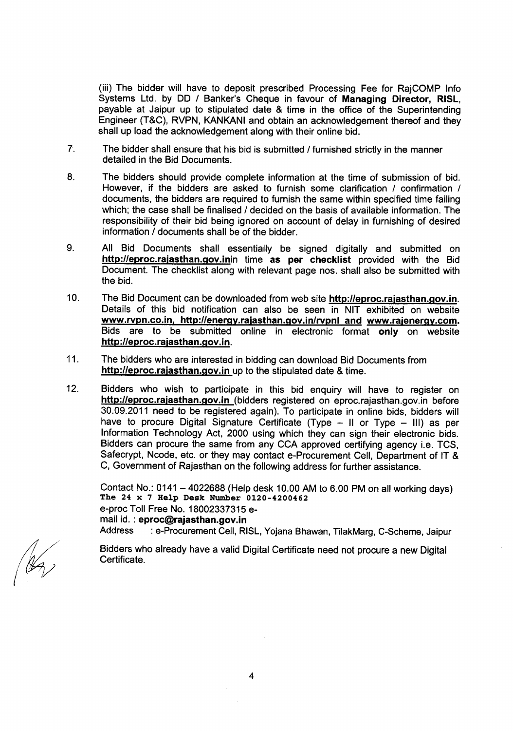(iii) The bidder will have to deposit prescribed Processing Fee for RajCOMP Info Systems Ltd. by DD / Banker's Cheque in favour of **Managing Director, RISL**, payable at Jaipur up to stipulated date & time in the office of the Superintending Engineer (T&C), RVPN, KANKANI and obtain an acknowledgement thereof and they shall up load the acknowledgement along with their online bid.

7. The bidder shall ensure that his bid is submitted / furnished strictly in the manner detailed in the Bid Documents.

8. The bidders should provide complete information at the time of submission of bid. However, if the bidders are asked to furnish some clarification / confirmation / documents, the bidders are required to furnish the same within specified time failing which; the case shall be finalised / decided on the basis of available information. The responsibility of their bid being ignored on account of delay in furnishing of desired information / documents shall be of the bidder.

9. All Bid Documents shall essentially be signed digitally and submitted on **http://eproc.rajasthan.gov.in**in time **as per checklist** provided with the Bid Document. The checklist along with relevant page nos. shall also be submitted with the bid.

10. The Bid Document can be downloaded from web site **http://eproc.rajasthan.gov.in**. Details of this bid notification can also be seen in NIT exhibited on website **www.rvpn.co.in, http://energy.rajasthan.gov.in/rvpnl and www.rajenergy.com.** Bids are to be submitted online in electronic format **only** on website **http://eproc.rajasthan.gov.in**.

11. The bidders who are interested in bidding can download Bid Documents from **http://eproc.rajasthan.gov.in** up to the stipulated date & time.

12. Bidders who wish to participate in this bid enquiry will have to register on **http://eproc.rajasthan.gov.in** (bidders registered on eproc.rajasthan.gov.in before 30.09.2011 need to be registered again). To participate in online bids, bidders will have to procure Digital Signature Certificate (Type – II or Type – III) as per Information Technology Act, 2000 using which they can sign their electronic bids. Bidders can procure the same from any CCA approved certifying agency i.e. TCS, Safecrypt, Ncode, etc. or they may contact e-Procurement Cell, Department of IT & C, Government of Rajasthan on the following address for further assistance.

    Contact No.: 0141 – 4022688 (Help desk 10.00 AM to 6.00 PM on all working days)
    **The 24 x 7 Help Desk Number 0120-4200462**
    e-proc Toll Free No. 18002337315 e-
    mail id. : **eproc@rajasthan.gov.in**
    Address : e-Procurement Cell, RISL, Yojana Bhawan, TilakMarg, C-Scheme, Jaipur

    Bidders who already have a valid Digital Certificate need not procure a new Digital Certificate.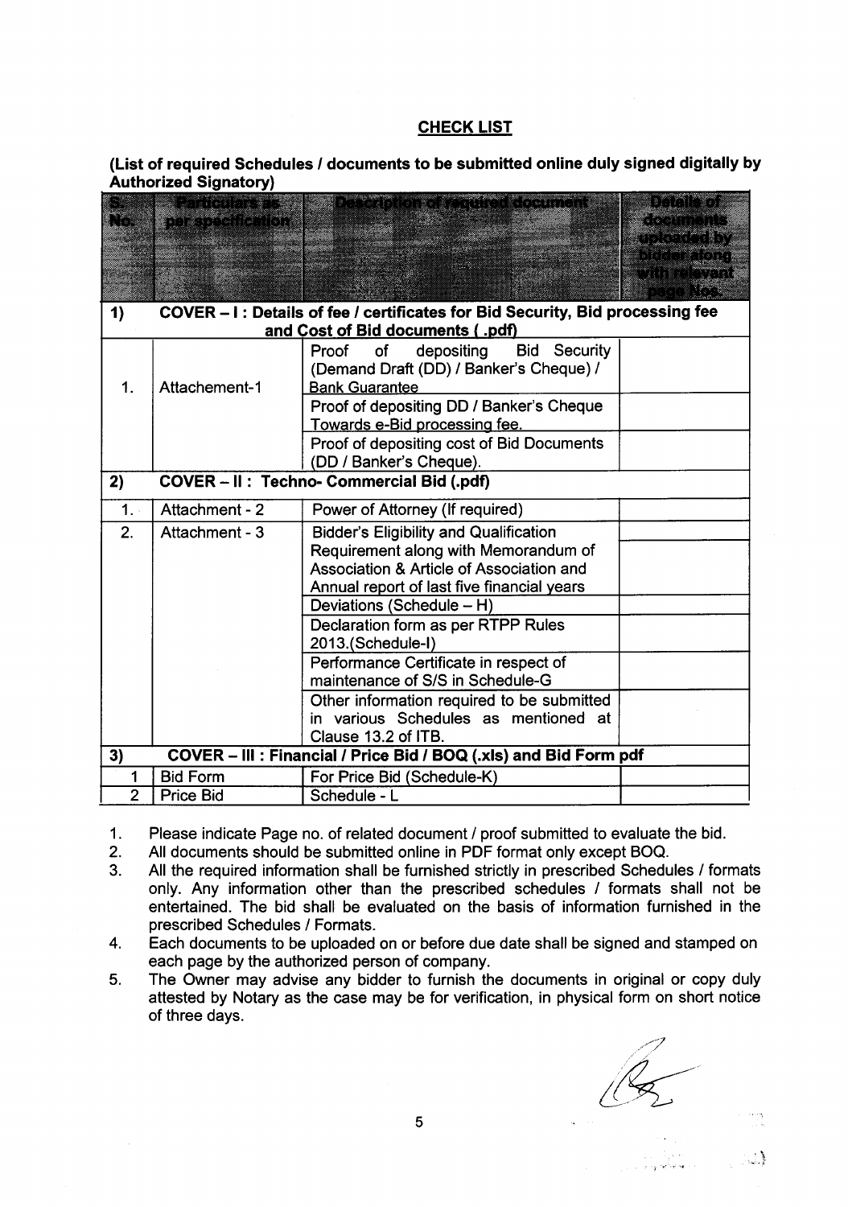## CHECK LIST

**(List of required Schedules / documents to be submitted online duly signed digitally by Authorized Signatory)**

| S. No. | Particulars as per specification | Description of required document | Details of documents uploaded by bidder along with relevant page Nos. |
|---|---|---|---|
| **1)** | **COVER – I : Details of fee / certificates for Bid Security, Bid processing fee and Cost of Bid documents ( .pdf)** | | |
| 1. | Attachement-1 | Proof of depositing Bid Security (Demand Draft (DD) / Banker's Cheque) / Bank Guarantee | |
| | | Proof of depositing DD / Banker's Cheque Towards e-Bid processing fee. | |
| | | Proof of depositing cost of Bid Documents (DD / Banker's Cheque). | |
| **2)** | **COVER – II : Techno- Commercial Bid (.pdf)** | | |
| 1. | Attachment - 2 | Power of Attorney (If required) | |
| 2. | Attachment - 3 | Bidder's Eligibility and Qualification Requirement along with Memorandum of Association & Article of Association and Annual report of last five financial years | |
| | | Deviations (Schedule – H) | |
| | | Declaration form as per RTPP Rules 2013.(Schedule-I) | |
| | | Performance Certificate in respect of maintenance of S/S in Schedule-G | |
| | | Other information required to be submitted in various Schedules as mentioned at Clause 13.2 of ITB. | |
| **3)** | **COVER – III : Financial / Price Bid / BOQ (.xls) and Bid Form pdf** | | |
| 1 | Bid Form | For Price Bid (Schedule-K) | |
| 2 | Price Bid | Schedule - L | |

1. Please indicate Page no. of related document / proof submitted to evaluate the bid.
2. All documents should be submitted online in PDF format only except BOQ.
3. All the required information shall be furnished strictly in prescribed Schedules / formats only. Any information other than the prescribed schedules / formats shall not be entertained. The bid shall be evaluated on the basis of information furnished in the prescribed Schedules / Formats.
4. Each documents to be uploaded on or before due date shall be signed and stamped on each page by the authorized person of company.
5. The Owner may advise any bidder to furnish the documents in original or copy duly attested by Notary as the case may be for verification, in physical form on short notice of three days.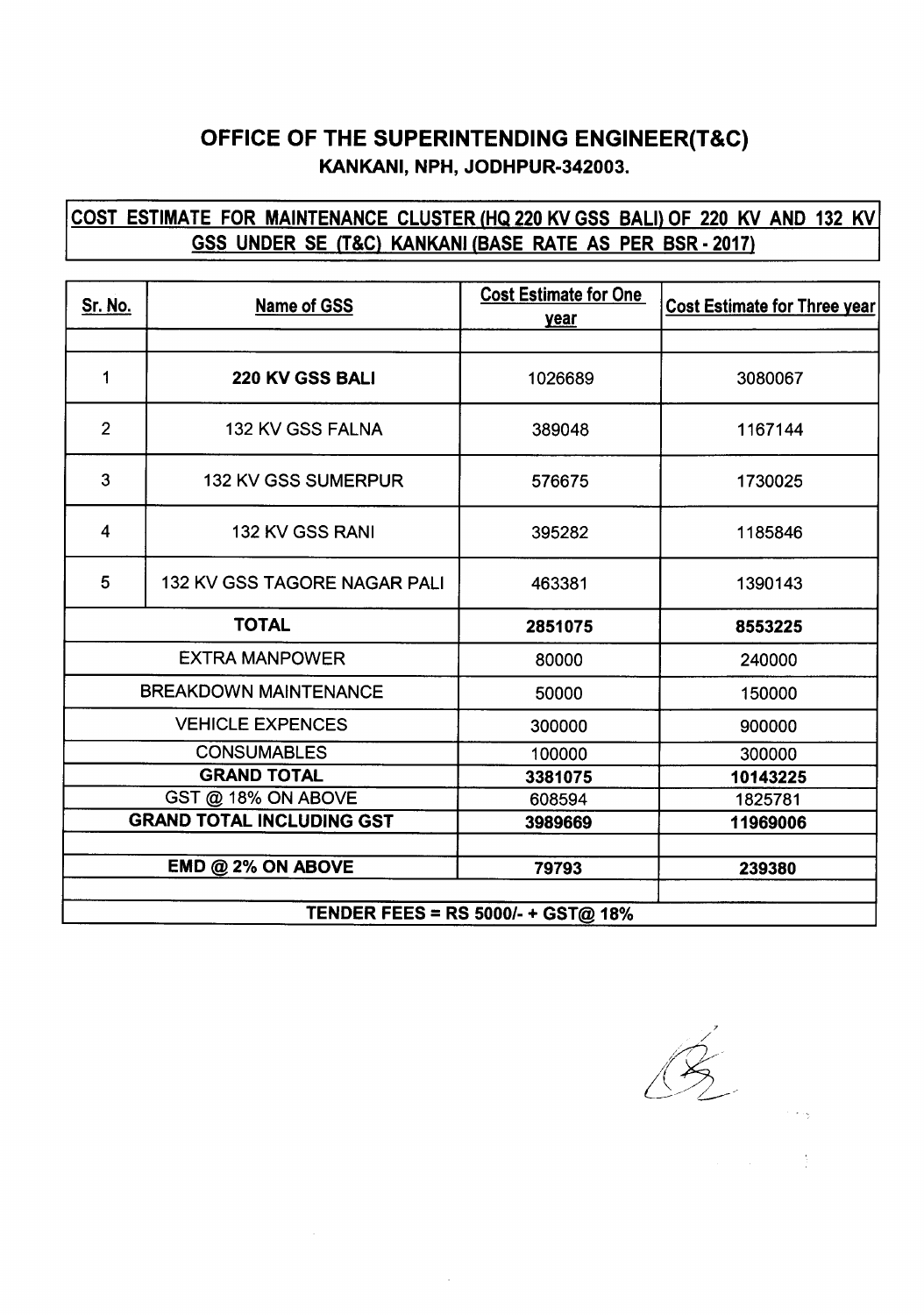## OFFICE OF THE SUPERINTENDING ENGINEER(T&C)

**KANKANI, NPH, JODHPUR-342003.**

**COST ESTIMATE FOR MAINTENANCE CLUSTER (HQ 220 KV GSS BALI) OF 220 KV AND 132 KV GSS UNDER SE (T&C) KANKANI (BASE RATE AS PER BSR - 2017)**

| Sr. No. | Name of GSS | Cost Estimate for One year | Cost Estimate for Three year |
|---|---|---|---|
| | | | |
| 1 | **220 KV GSS BALI** | 1026689 | 3080067 |
| 2 | 132 KV GSS FALNA | 389048 | 1167144 |
| 3 | 132 KV GSS SUMERPUR | 576675 | 1730025 |
| 4 | 132 KV GSS RANI | 395282 | 1185846 |
| 5 | 132 KV GSS TAGORE NAGAR PALI | 463381 | 1390143 |
| | **TOTAL** | **2851075** | **8553225** |
| | EXTRA MANPOWER | 80000 | 240000 |
| | BREAKDOWN MAINTENANCE | 50000 | 150000 |
| | VEHICLE EXPENCES | 300000 | 900000 |
| | CONSUMABLES | 100000 | 300000 |
| | **GRAND TOTAL** | **3381075** | **10143225** |
| | GST @ 18% ON ABOVE | 608594 | 1825781 |
| | **GRAND TOTAL INCLUDING GST** | **3989669** | **11969006** |
| | | | |
| | **EMD @ 2% ON ABOVE** | **79793** | **239380** |
| | | | |
| | **TENDER FEES = RS 5000/- + GST@ 18%** | | |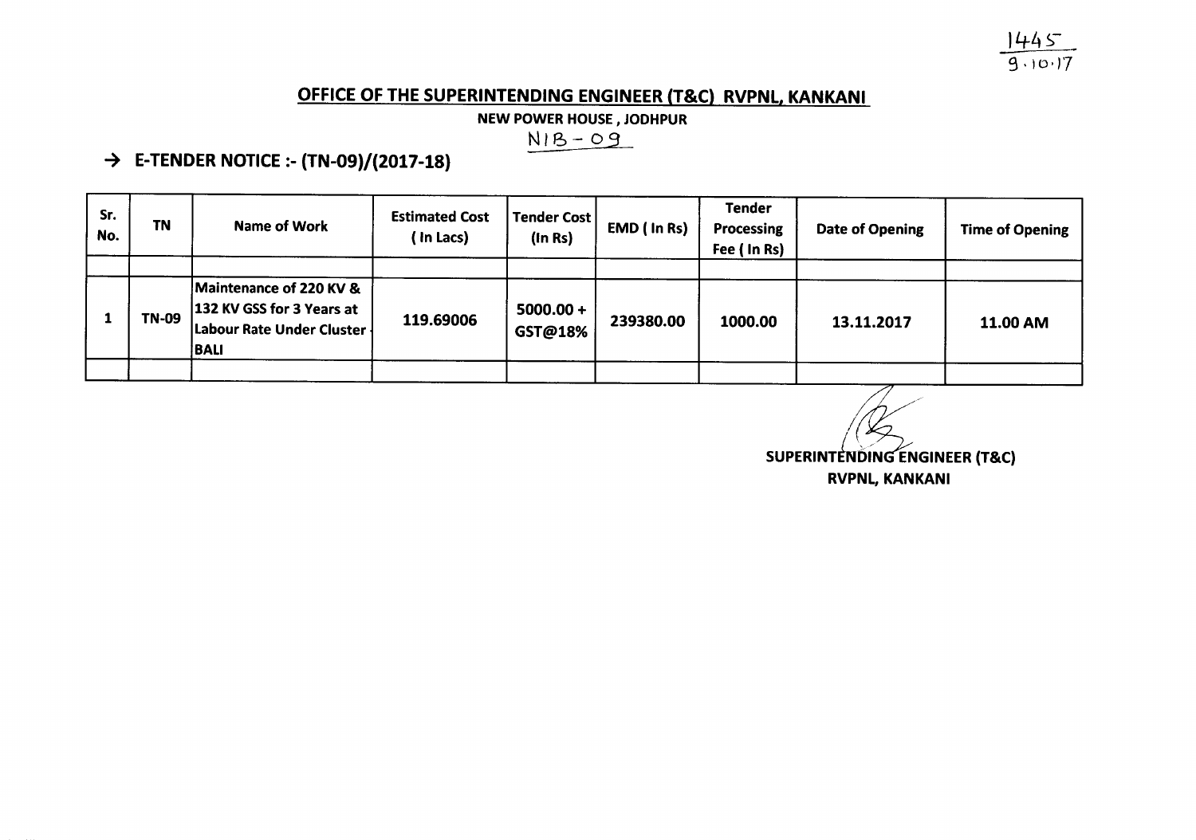1445
9.10.17

## OFFICE OF THE SUPERINTENDING ENGINEER (T&C) RVPNL, KANKANI

**NEW POWER HOUSE , JODHPUR**

NIB - 09

### → E-TENDER NOTICE :- (TN-09)/(2017-18)

| Sr. No. | TN | Name of Work | Estimated Cost ( In Lacs) | Tender Cost (In Rs) | EMD ( In Rs) | Tender Processing Fee ( In Rs) | Date of Opening | Time of Opening |
|---|---|---|---|---|---|---|---|---|
| | | | | | | | | |
| 1 | TN-09 | Maintenance of 220 KV & 132 KV GSS for 3 Years at Labour Rate Under Cluster - BALI | 119.69006 | 5000.00 + GST@18% | 239380.00 | 1000.00 | 13.11.2017 | 11.00 AM |
| | | | | | | | | |

**SUPERINTENDING ENGINEER (T&C)**
**RVPNL, KANKANI**